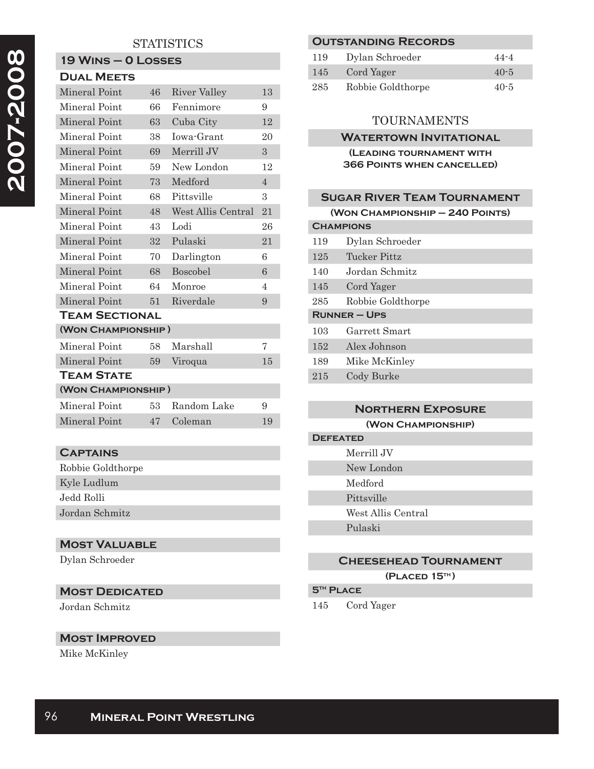# 2007-2008

## STATISTICS

### 19 Wins – 0 Losses

### Dual Meets

| Mineral Point | | Opponent | |
|---|---|---|---|
| Mineral Point | 46 | River Valley | 13 |
| Mineral Point | 66 | Fennimore | 9 |
| Mineral Point | 63 | Cuba City | 12 |
| Mineral Point | 38 | Iowa-Grant | 20 |
| Mineral Point | 69 | Merrill JV | 3 |
| Mineral Point | 59 | New London | 12 |
| Mineral Point | 73 | Medford | 4 |
| Mineral Point | 68 | Pittsville | 3 |
| Mineral Point | 48 | West Allis Central | 21 |
| Mineral Point | 43 | Lodi | 26 |
| Mineral Point | 32 | Pulaski | 21 |
| Mineral Point | 70 | Darlington | 6 |
| Mineral Point | 68 | Boscobel | 6 |
| Mineral Point | 64 | Monroe | 4 |
| Mineral Point | 51 | Riverdale | 9 |

### Team Sectional

(Won Championship)

| Mineral Point | | Opponent | |
|---|---|---|---|
| Mineral Point | 58 | Marshall | 7 |
| Mineral Point | 59 | Viroqua | 15 |

### Team State

(Won Championship)

| Mineral Point | | Opponent | |
|---|---|---|---|
| Mineral Point | 53 | Random Lake | 9 |
| Mineral Point | 47 | Coleman | 19 |

### Captains

- Robbie Goldthorpe
- Kyle Ludlum
- Jedd Rolli
- Jordan Schmitz

### Most Valuable

Dylan Schroeder

### Most Dedicated

Jordan Schmitz

### Most Improved

Mike McKinley

### Outstanding Records

| Weight | Name | Record |
|---|---|---|
| 119 | Dylan Schroeder | 44-4 |
| 145 | Cord Yager | 40-5 |
| 285 | Robbie Goldthorpe | 40-5 |

## TOURNAMENTS

### Watertown Invitational

(Leading tournament with 366 Points when cancelled)

### Sugar River Team Tournament

(Won Championship – 240 Points)

**Champions**

| Weight | Name |
|---|---|
| 119 | Dylan Schroeder |
| 125 | Tucker Pittz |
| 140 | Jordan Schmitz |
| 145 | Cord Yager |
| 285 | Robbie Goldthorpe |

**Runner – Ups**

| Weight | Name |
|---|---|
| 103 | Garrett Smart |
| 152 | Alex Johnson |
| 189 | Mike McKinley |
| 215 | Cody Burke |

### Northern Exposure

(Won Championship)

**Defeated**

- Merrill JV
- New London
- Medford
- Pittsville
- West Allis Central
- Pulaski

### Cheesehead Tournament

(Placed 15th)

**5th Place**

| Weight | Name |
|---|---|
| 145 | Cord Yager |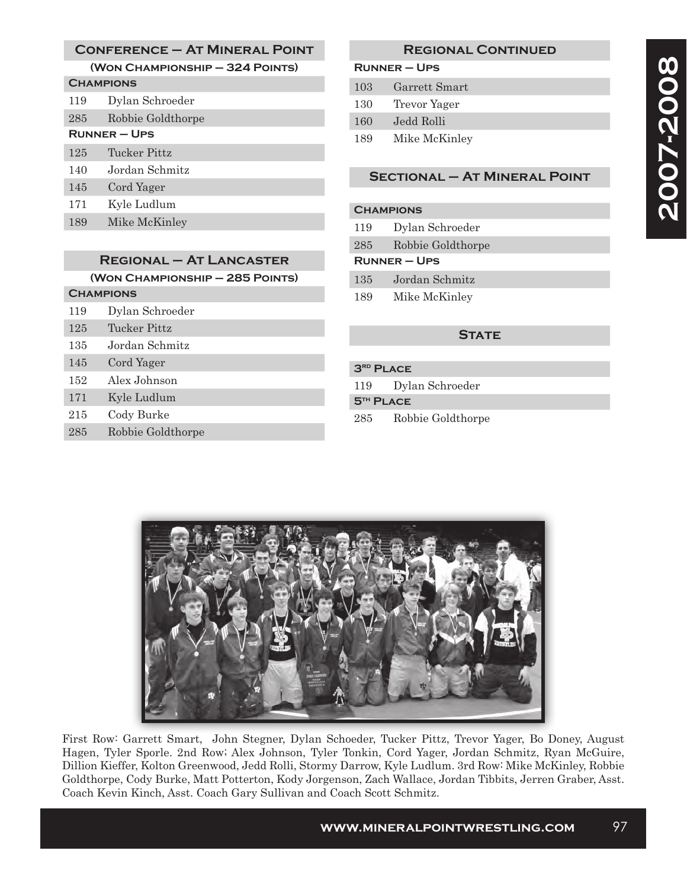## Conference – At Mineral Point

(Won Championship – 324 Points)

| | |
|---|---|
| **Champions** | |
| 119 | Dylan Schroeder |
| 285 | Robbie Goldthorpe |
| **Runner – Ups** | |
| 125 | Tucker Pittz |
| 140 | Jordan Schmitz |
| 145 | Cord Yager |
| 171 | Kyle Ludlum |
| 189 | Mike McKinley |

## Regional – At Lancaster

(Won Championship – 285 Points)

| | |
|---|---|
| **Champions** | |
| 119 | Dylan Schroeder |
| 125 | Tucker Pittz |
| 135 | Jordan Schmitz |
| 145 | Cord Yager |
| 152 | Alex Johnson |
| 171 | Kyle Ludlum |
| 215 | Cody Burke |
| 285 | Robbie Goldthorpe |

## Regional Continued

| | |
|---|---|
| **Runner – Ups** | |
| 103 | Garrett Smart |
| 130 | Trevor Yager |
| 160 | Jedd Rolli |
| 189 | Mike McKinley |

## Sectional – At Mineral Point

| | |
|---|---|
| **Champions** | |
| 119 | Dylan Schroeder |
| 285 | Robbie Goldthorpe |
| **Runner – Ups** | |
| 135 | Jordan Schmitz |
| 189 | Mike McKinley |

## State

| | |
|---|---|
| **3rd Place** | |
| 119 | Dylan Schroeder |
| **5th Place** | |
| 285 | Robbie Goldthorpe |

First Row: Garrett Smart, John Stegner, Dylan Schoeder, Tucker Pittz, Trevor Yager, Bo Doney, August Hagen, Tyler Sporle. 2nd Row; Alex Johnson, Tyler Tonkin, Cord Yager, Jordan Schmitz, Ryan McGuire, Dillion Kieffer, Kolton Greenwood, Jedd Rolli, Stormy Darrow, Kyle Ludlum. 3rd Row: Mike McKinley, Robbie Goldthorpe, Cody Burke, Matt Potterton, Kody Jorgenson, Zach Wallace, Jordan Tibbits, Jerren Graber, Asst. Coach Kevin Kinch, Asst. Coach Gary Sullivan and Coach Scott Schmitz.